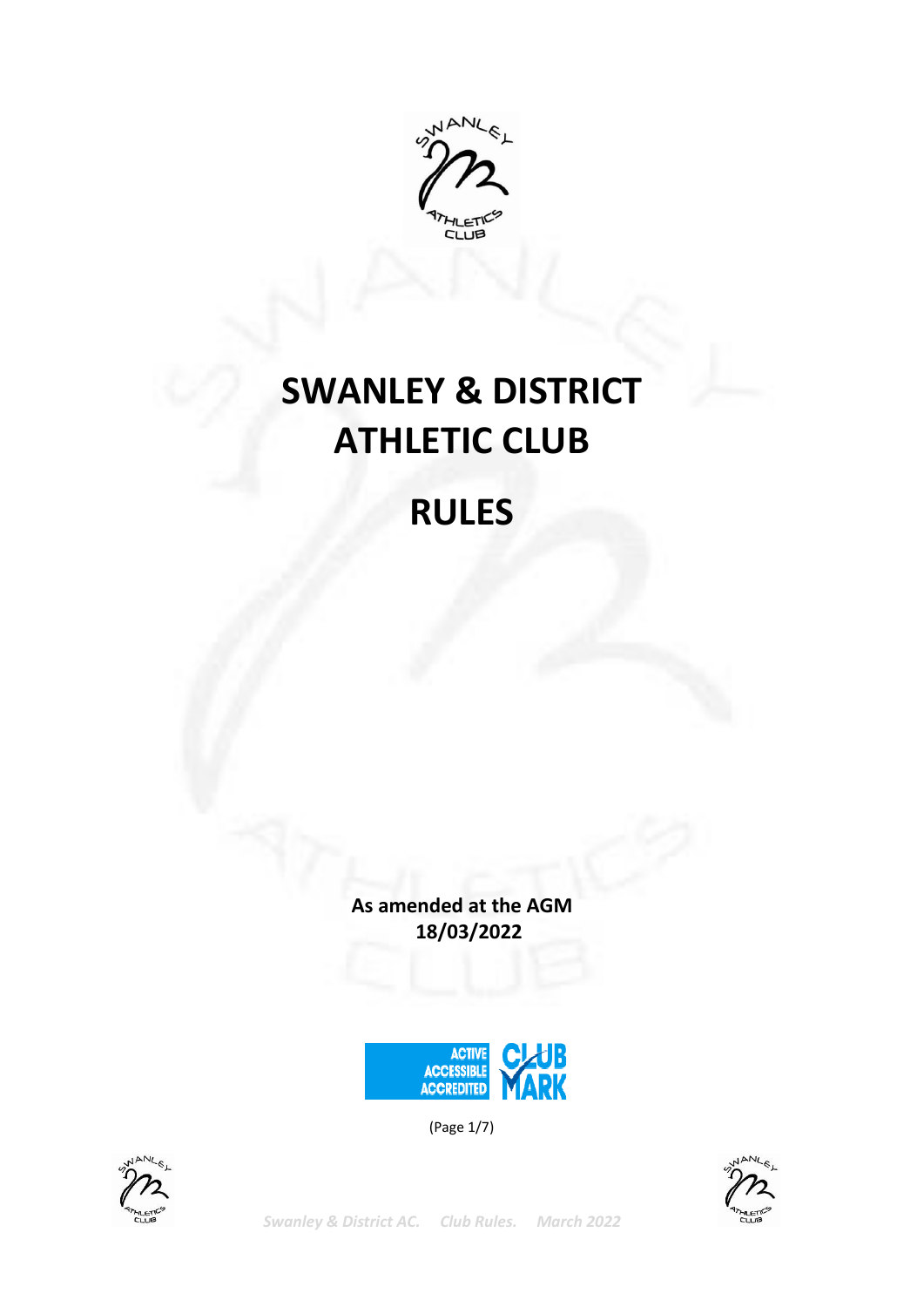# SWANLEY & DISTRICT ATHLETIC CLUB

# RULES

**As amended at the AGM 18/03/2022**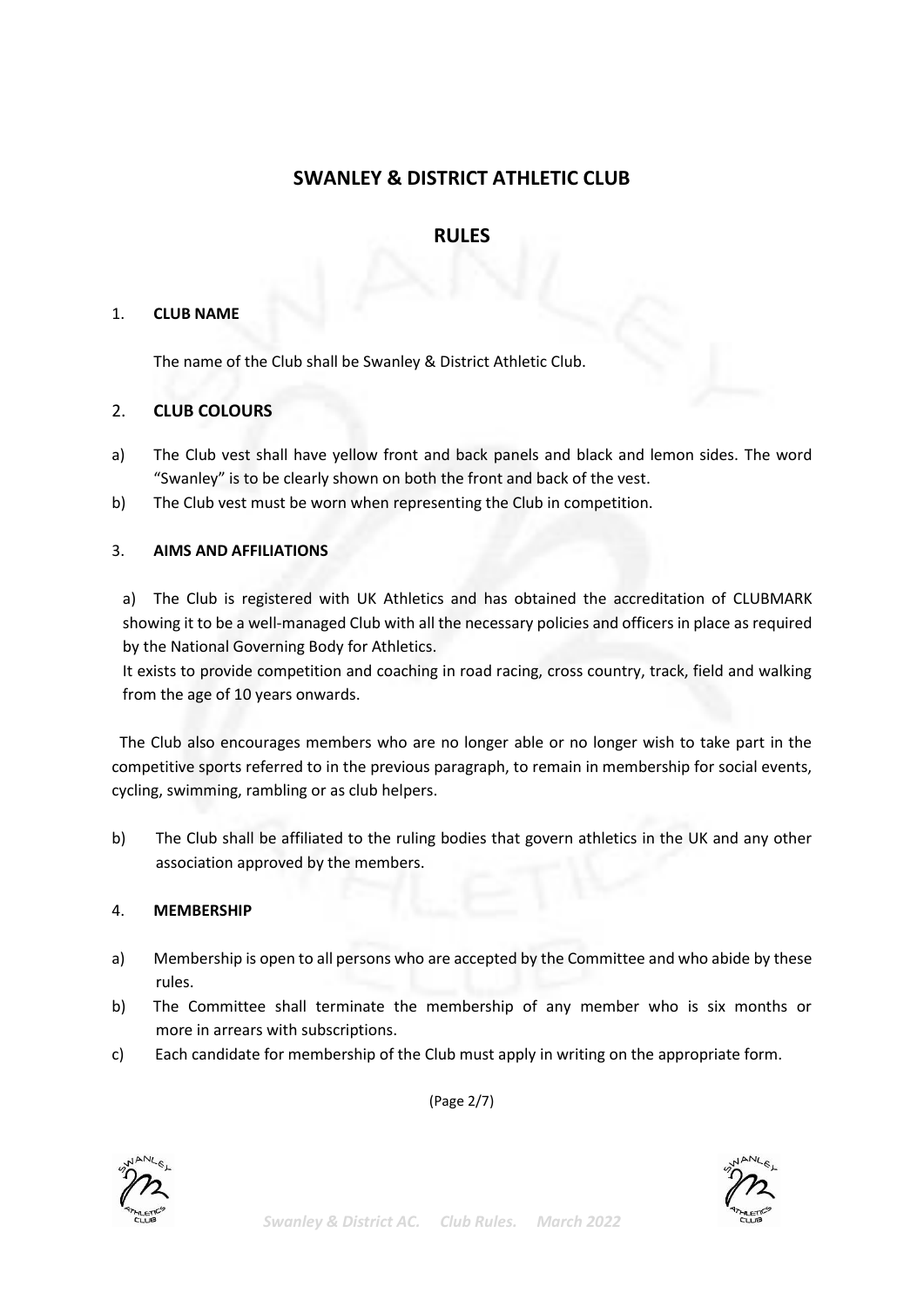# SWANLEY & DISTRICT ATHLETIC CLUB

## RULES

### 1. CLUB NAME

The name of the Club shall be Swanley & District Athletic Club.

### 2. CLUB COLOURS

a) The Club vest shall have yellow front and back panels and black and lemon sides. The word "Swanley" is to be clearly shown on both the front and back of the vest.

b) The Club vest must be worn when representing the Club in competition.

### 3. AIMS AND AFFILIATIONS

a) The Club is registered with UK Athletics and has obtained the accreditation of CLUBMARK showing it to be a well-managed Club with all the necessary policies and officers in place as required by the National Governing Body for Athletics.

It exists to provide competition and coaching in road racing, cross country, track, field and walking from the age of 10 years onwards.

The Club also encourages members who are no longer able or no longer wish to take part in the competitive sports referred to in the previous paragraph, to remain in membership for social events, cycling, swimming, rambling or as club helpers.

b) The Club shall be affiliated to the ruling bodies that govern athletics in the UK and any other association approved by the members.

### 4. MEMBERSHIP

a) Membership is open to all persons who are accepted by the Committee and who abide by these rules.

b) The Committee shall terminate the membership of any member who is six months or more in arrears with subscriptions.

c) Each candidate for membership of the Club must apply in writing on the appropriate form.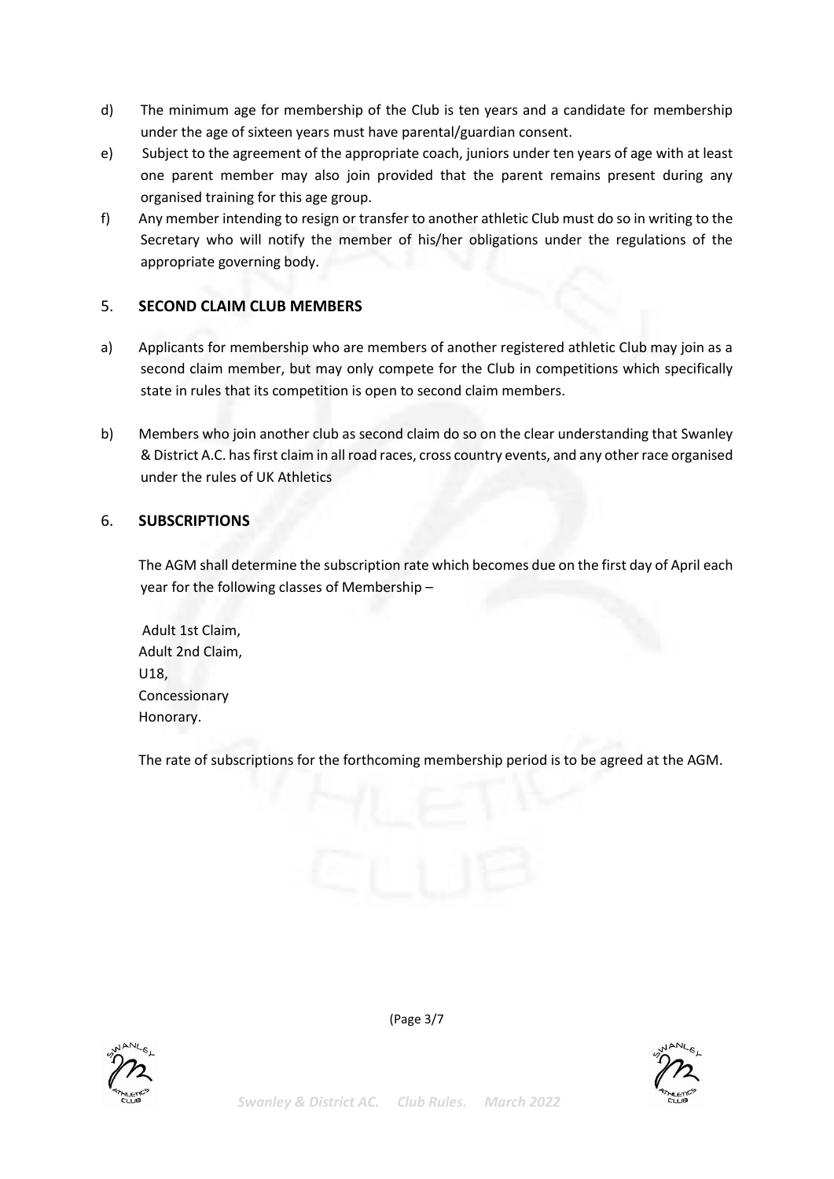d) The minimum age for membership of the Club is ten years and a candidate for membership under the age of sixteen years must have parental/guardian consent.

e) Subject to the agreement of the appropriate coach, juniors under ten years of age with at least one parent member may also join provided that the parent remains present during any organised training for this age group.

f) Any member intending to resign or transfer to another athletic Club must do so in writing to the Secretary who will notify the member of his/her obligations under the regulations of the appropriate governing body.

## 5. SECOND CLAIM CLUB MEMBERS

a) Applicants for membership who are members of another registered athletic Club may join as a second claim member, but may only compete for the Club in competitions which specifically state in rules that its competition is open to second claim members.

b) Members who join another club as second claim do so on the clear understanding that Swanley & District A.C. has first claim in all road races, cross country events, and any other race organised under the rules of UK Athletics

## 6. SUBSCRIPTIONS

The AGM shall determine the subscription rate which becomes due on the first day of April each year for the following classes of Membership –

Adult 1st Claim,
Adult 2nd Claim,
U18,
Concessionary
Honorary.

The rate of subscriptions for the forthcoming membership period is to be agreed at the AGM.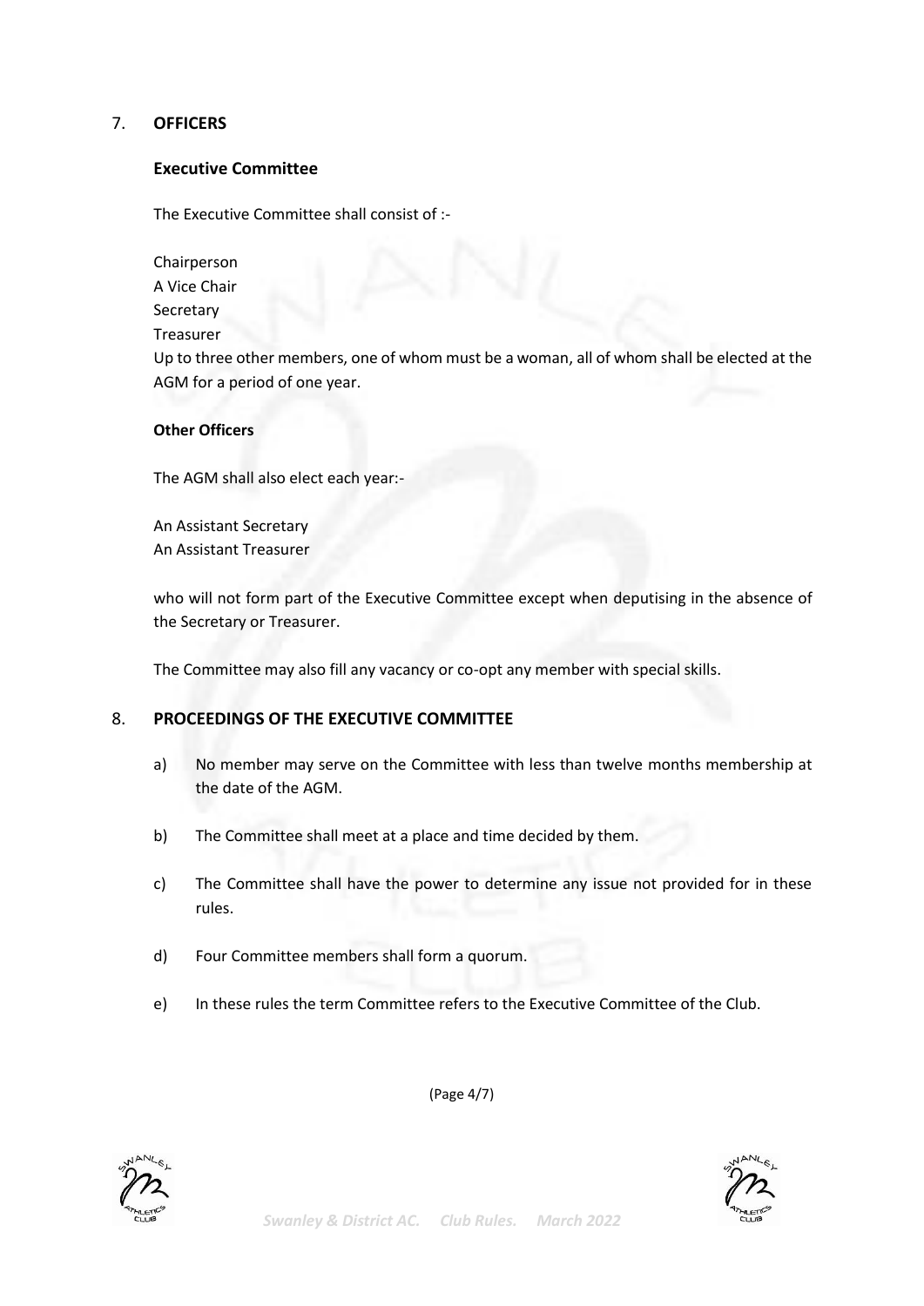## 7. **OFFICERS**

### Executive Committee

The Executive Committee shall consist of :-

Chairperson
A Vice Chair
Secretary
Treasurer
Up to three other members, one of whom must be a woman, all of whom shall be elected at the AGM for a period of one year.

**Other Officers**

The AGM shall also elect each year:-

An Assistant Secretary
An Assistant Treasurer

who will not form part of the Executive Committee except when deputising in the absence of the Secretary or Treasurer.

The Committee may also fill any vacancy or co-opt any member with special skills.

## 8. **PROCEEDINGS OF THE EXECUTIVE COMMITTEE**

a) No member may serve on the Committee with less than twelve months membership at the date of the AGM.

b) The Committee shall meet at a place and time decided by them.

c) The Committee shall have the power to determine any issue not provided for in these rules.

d) Four Committee members shall form a quorum.

e) In these rules the term Committee refers to the Executive Committee of the Club.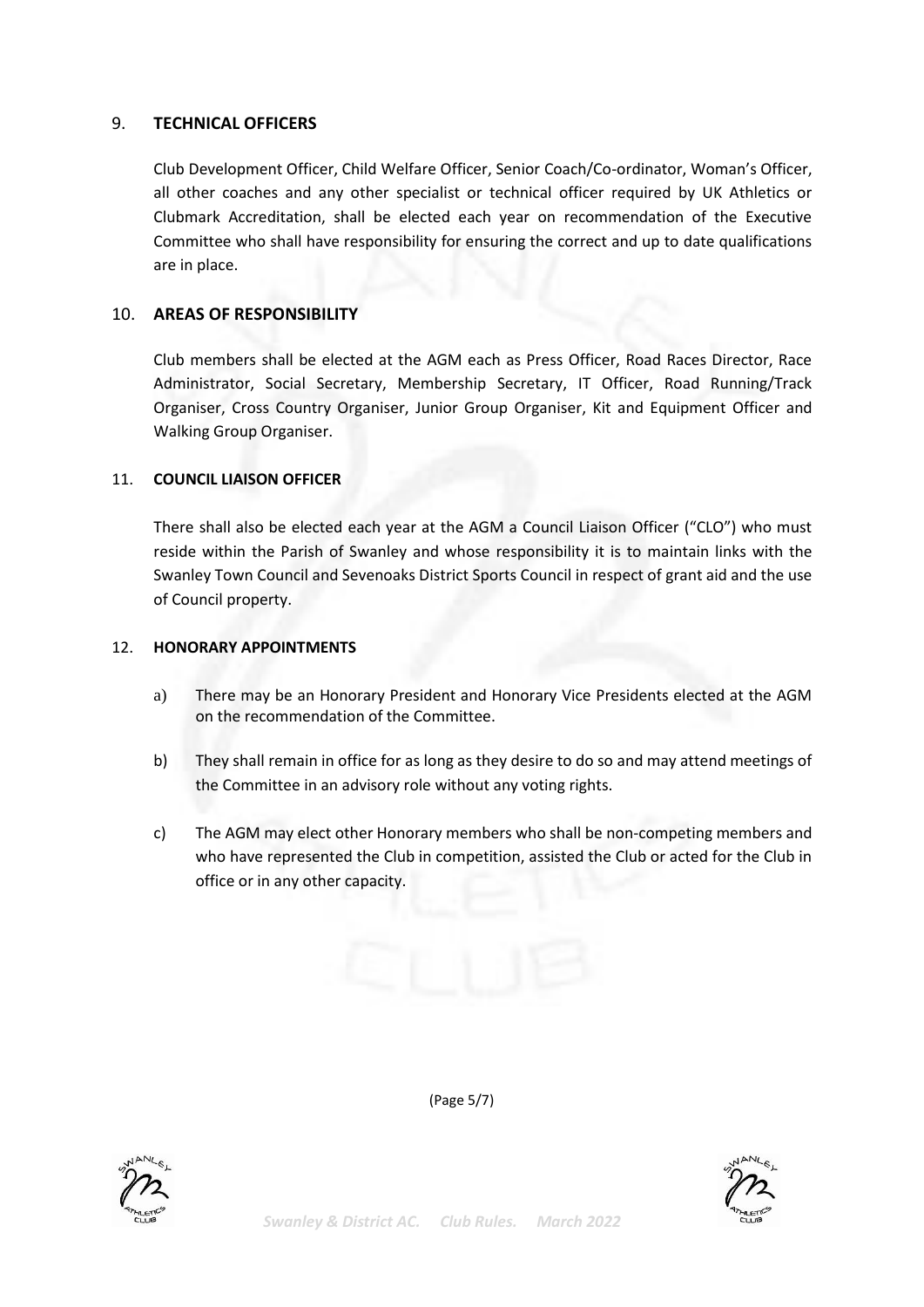## 9. **TECHNICAL OFFICERS**

Club Development Officer, Child Welfare Officer, Senior Coach/Co-ordinator, Woman's Officer, all other coaches and any other specialist or technical officer required by UK Athletics or Clubmark Accreditation, shall be elected each year on recommendation of the Executive Committee who shall have responsibility for ensuring the correct and up to date qualifications are in place.

## 10. **AREAS OF RESPONSIBILITY**

Club members shall be elected at the AGM each as Press Officer, Road Races Director, Race Administrator, Social Secretary, Membership Secretary, IT Officer, Road Running/Track Organiser, Cross Country Organiser, Junior Group Organiser, Kit and Equipment Officer and Walking Group Organiser.

## 11. **COUNCIL LIAISON OFFICER**

There shall also be elected each year at the AGM a Council Liaison Officer ("CLO") who must reside within the Parish of Swanley and whose responsibility it is to maintain links with the Swanley Town Council and Sevenoaks District Sports Council in respect of grant aid and the use of Council property.

## 12. **HONORARY APPOINTMENTS**

a) There may be an Honorary President and Honorary Vice Presidents elected at the AGM on the recommendation of the Committee.

b) They shall remain in office for as long as they desire to do so and may attend meetings of the Committee in an advisory role without any voting rights.

c) The AGM may elect other Honorary members who shall be non-competing members and who have represented the Club in competition, assisted the Club or acted for the Club in office or in any other capacity.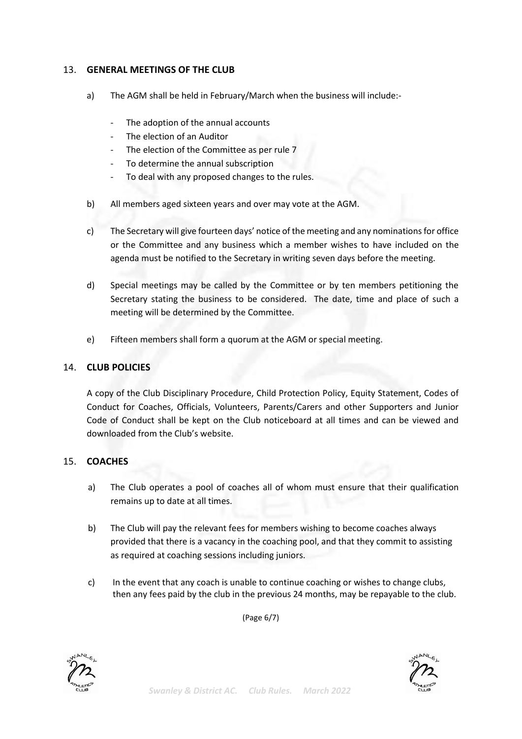## 13. GENERAL MEETINGS OF THE CLUB

a) The AGM shall be held in February/March when the business will include:-

- The adoption of the annual accounts
- The election of an Auditor
- The election of the Committee as per rule 7
- To determine the annual subscription
- To deal with any proposed changes to the rules.

b) All members aged sixteen years and over may vote at the AGM.

c) The Secretary will give fourteen days' notice of the meeting and any nominations for office or the Committee and any business which a member wishes to have included on the agenda must be notified to the Secretary in writing seven days before the meeting.

d) Special meetings may be called by the Committee or by ten members petitioning the Secretary stating the business to be considered. The date, time and place of such a meeting will be determined by the Committee.

e) Fifteen members shall form a quorum at the AGM or special meeting.

## 14. CLUB POLICIES

A copy of the Club Disciplinary Procedure, Child Protection Policy, Equity Statement, Codes of Conduct for Coaches, Officials, Volunteers, Parents/Carers and other Supporters and Junior Code of Conduct shall be kept on the Club noticeboard at all times and can be viewed and downloaded from the Club's website.

## 15. COACHES

a) The Club operates a pool of coaches all of whom must ensure that their qualification remains up to date at all times.

b) The Club will pay the relevant fees for members wishing to become coaches always provided that there is a vacancy in the coaching pool, and that they commit to assisting as required at coaching sessions including juniors.

c) In the event that any coach is unable to continue coaching or wishes to change clubs, then any fees paid by the club in the previous 24 months, may be repayable to the club.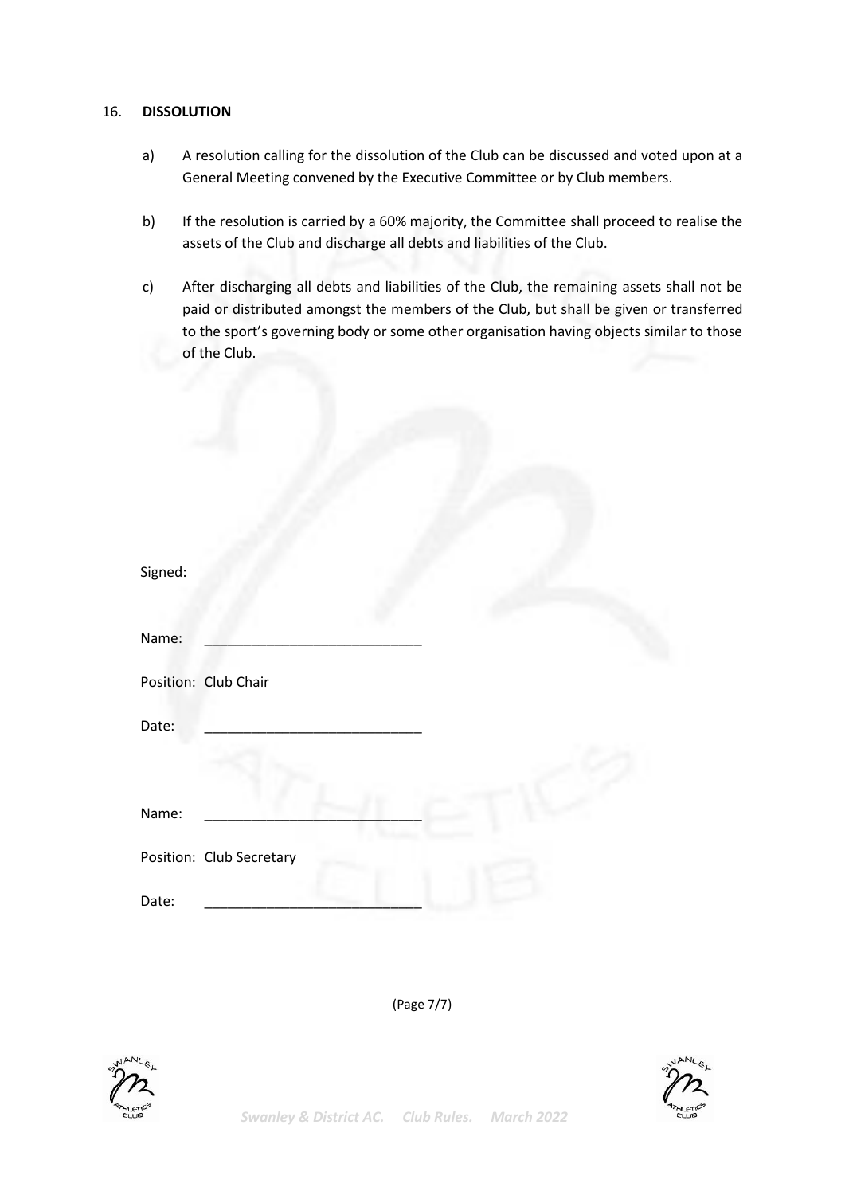16. **DISSOLUTION**

a) A resolution calling for the dissolution of the Club can be discussed and voted upon at a General Meeting convened by the Executive Committee or by Club members.

b) If the resolution is carried by a 60% majority, the Committee shall proceed to realise the assets of the Club and discharge all debts and liabilities of the Club.

c) After discharging all debts and liabilities of the Club, the remaining assets shall not be paid or distributed amongst the members of the Club, but shall be given or transferred to the sport's governing body or some other organisation having objects similar to those of the Club.

Signed:

Name: ___________________________

Position: Club Chair

Date: ___________________________

Name: ___________________________

Position: Club Secretary

Date: ___________________________